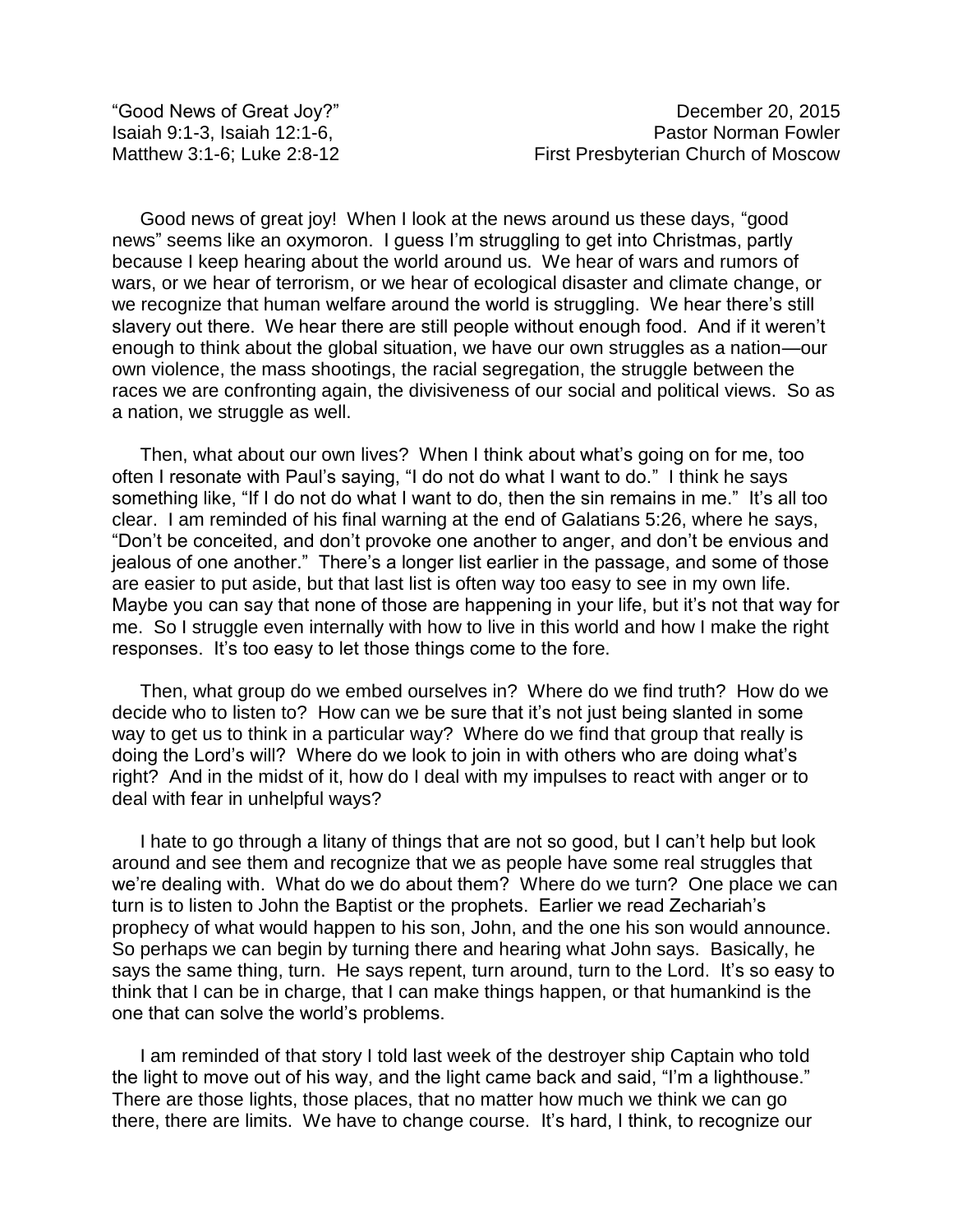“Good News of Great Joy?”  
Isaiah 9:1-3, Isaiah 12:1-6,  
Matthew 3:1-6; Luke 2:8-12

December 20, 2015  
Pastor Norman Fowler  
First Presbyterian Church of Moscow

Good news of great joy! When I look at the news around us these days, “good news” seems like an oxymoron. I guess I’m struggling to get into Christmas, partly because I keep hearing about the world around us. We hear of wars and rumors of wars, or we hear of terrorism, or we hear of ecological disaster and climate change, or we recognize that human welfare around the world is struggling. We hear there’s still slavery out there. We hear there are still people without enough food. And if it weren’t enough to think about the global situation, we have our own struggles as a nation—our own violence, the mass shootings, the racial segregation, the struggle between the races we are confronting again, the divisiveness of our social and political views. So as a nation, we struggle as well.

Then, what about our own lives? When I think about what’s going on for me, too often I resonate with Paul’s saying, “I do not do what I want to do.” I think he says something like, “If I do not do what I want to do, then the sin remains in me.” It’s all too clear. I am reminded of his final warning at the end of Galatians 5:26, where he says, “Don’t be conceited, and don’t provoke one another to anger, and don’t be envious and jealous of one another.” There’s a longer list earlier in the passage, and some of those are easier to put aside, but that last list is often way too easy to see in my own life. Maybe you can say that none of those are happening in your life, but it’s not that way for me. So I struggle even internally with how to live in this world and how I make the right responses. It’s too easy to let those things come to the fore.

Then, what group do we embed ourselves in? Where do we find truth? How do we decide who to listen to? How can we be sure that it’s not just being slanted in some way to get us to think in a particular way? Where do we find that group that really is doing the Lord’s will? Where do we look to join in with others who are doing what’s right? And in the midst of it, how do I deal with my impulses to react with anger or to deal with fear in unhelpful ways?

I hate to go through a litany of things that are not so good, but I can’t help but look around and see them and recognize that we as people have some real struggles that we’re dealing with. What do we do about them? Where do we turn? One place we can turn is to listen to John the Baptist or the prophets. Earlier we read Zechariah’s prophecy of what would happen to his son, John, and the one his son would announce. So perhaps we can begin by turning there and hearing what John says. Basically, he says the same thing, turn. He says repent, turn around, turn to the Lord. It’s so easy to think that I can be in charge, that I can make things happen, or that humankind is the one that can solve the world’s problems.

I am reminded of that story I told last week of the destroyer ship Captain who told the light to move out of his way, and the light came back and said, “I’m a lighthouse.” There are those lights, those places, that no matter how much we think we can go there, there are limits. We have to change course. It’s hard, I think, to recognize our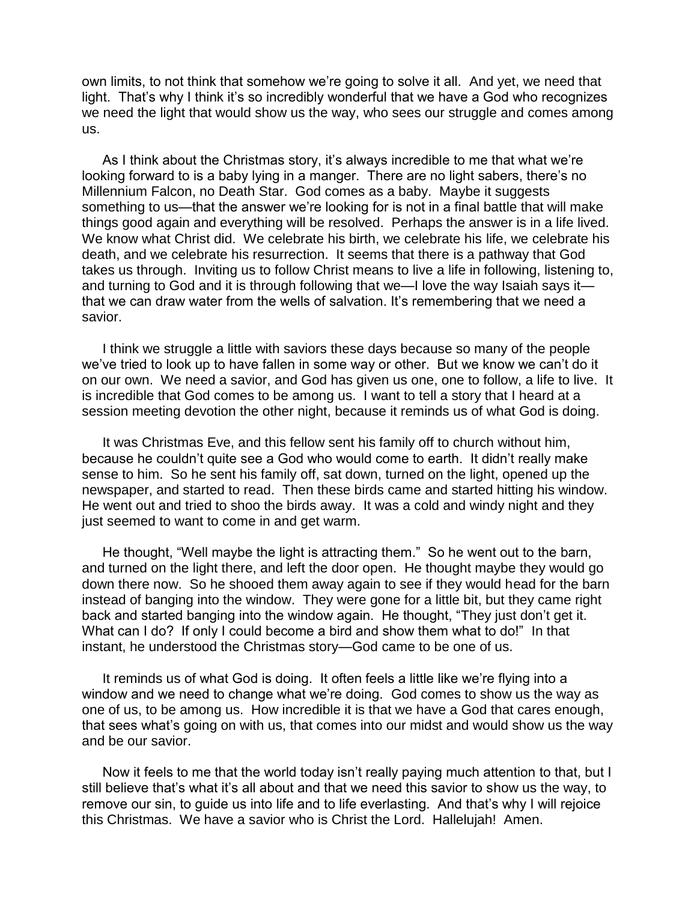own limits, to not think that somehow we're going to solve it all. And yet, we need that light. That's why I think it's so incredibly wonderful that we have a God who recognizes we need the light that would show us the way, who sees our struggle and comes among us.

As I think about the Christmas story, it's always incredible to me that what we're looking forward to is a baby lying in a manger. There are no light sabers, there's no Millennium Falcon, no Death Star. God comes as a baby. Maybe it suggests something to us—that the answer we're looking for is not in a final battle that will make things good again and everything will be resolved. Perhaps the answer is in a life lived. We know what Christ did. We celebrate his birth, we celebrate his life, we celebrate his death, and we celebrate his resurrection. It seems that there is a pathway that God takes us through. Inviting us to follow Christ means to live a life in following, listening to, and turning to God and it is through following that we—I love the way Isaiah says it—that we can draw water from the wells of salvation. It's remembering that we need a savior.

I think we struggle a little with saviors these days because so many of the people we've tried to look up to have fallen in some way or other. But we know we can't do it on our own. We need a savior, and God has given us one, one to follow, a life to live. It is incredible that God comes to be among us. I want to tell a story that I heard at a session meeting devotion the other night, because it reminds us of what God is doing.

It was Christmas Eve, and this fellow sent his family off to church without him, because he couldn't quite see a God who would come to earth. It didn't really make sense to him. So he sent his family off, sat down, turned on the light, opened up the newspaper, and started to read. Then these birds came and started hitting his window. He went out and tried to shoo the birds away. It was a cold and windy night and they just seemed to want to come in and get warm.

He thought, "Well maybe the light is attracting them." So he went out to the barn, and turned on the light there, and left the door open. He thought maybe they would go down there now. So he shooed them away again to see if they would head for the barn instead of banging into the window. They were gone for a little bit, but they came right back and started banging into the window again. He thought, "They just don't get it. What can I do? If only I could become a bird and show them what to do!" In that instant, he understood the Christmas story—God came to be one of us.

It reminds us of what God is doing. It often feels a little like we're flying into a window and we need to change what we're doing. God comes to show us the way as one of us, to be among us. How incredible it is that we have a God that cares enough, that sees what's going on with us, that comes into our midst and would show us the way and be our savior.

Now it feels to me that the world today isn't really paying much attention to that, but I still believe that's what it's all about and that we need this savior to show us the way, to remove our sin, to guide us into life and to life everlasting. And that's why I will rejoice this Christmas. We have a savior who is Christ the Lord. Hallelujah! Amen.